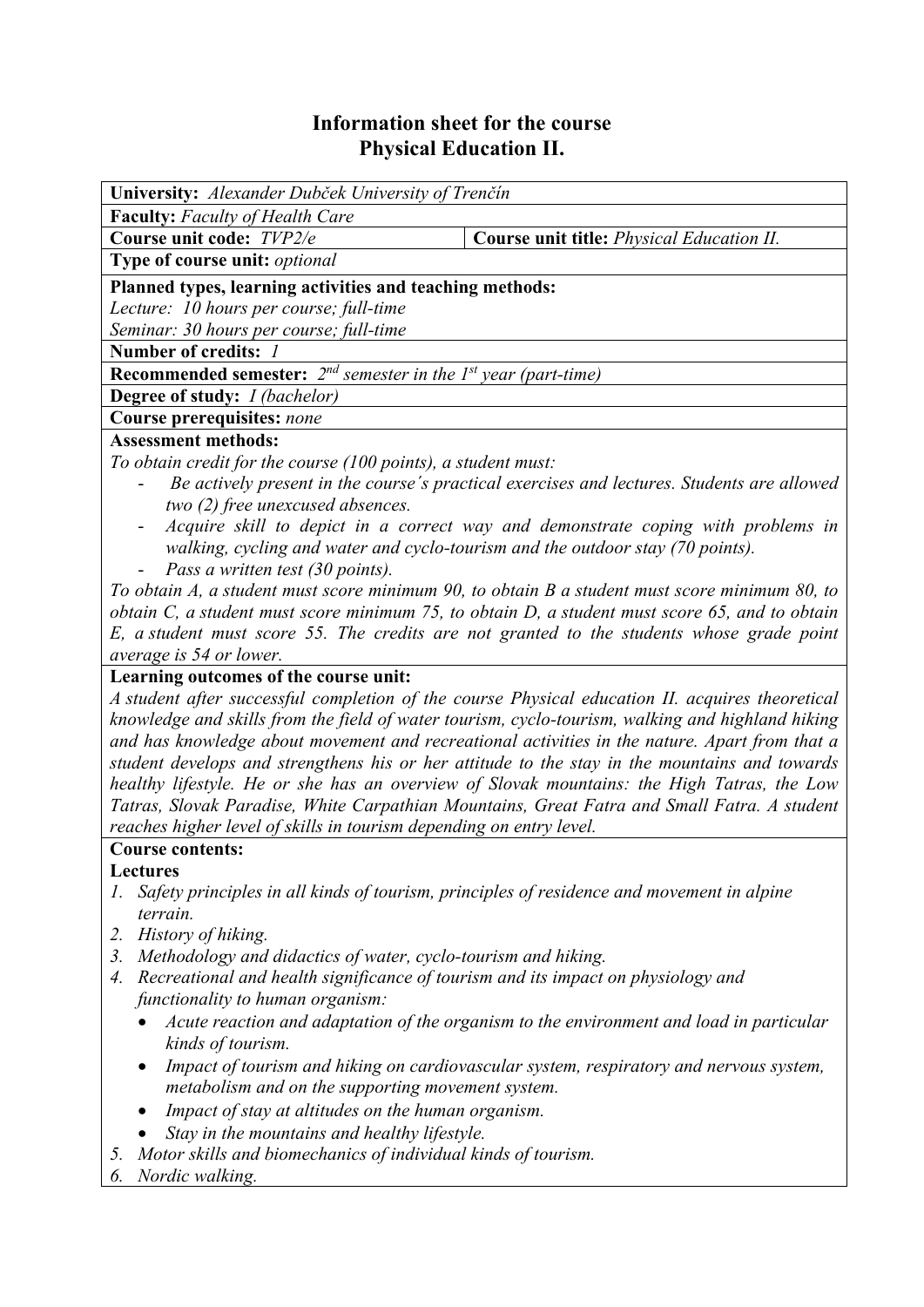# Information sheet for the course
# Physical Education II.

**University:** *Alexander Dubček University of Trenčín*

**Faculty:** *Faculty of Health Care*

| **Course unit code:** *TVP2/e* | **Course unit title:** *Physical Education II.* |
|---|---|

**Type of course unit:** *optional*

**Planned types, learning activities and teaching methods:**
*Lecture: 10 hours per course; full-time*
*Seminar: 30 hours per course; full-time*

**Number of credits:** *1*

**Recommended semester:** *2nd semester in the 1st year (part-time)*

**Degree of study:** *I (bachelor)*

**Course prerequisites:** *none*

**Assessment methods:**

*To obtain credit for the course (100 points), a student must:*

- *Be actively present in the course´s practical exercises and lectures. Students are allowed two (2) free unexcused absences.*
- *Acquire skill to depict in a correct way and demonstrate coping with problems in walking, cycling and water and cyclo-tourism and the outdoor stay (70 points).*
- *Pass a written test (30 points).*

*To obtain A, a student must score minimum 90, to obtain B a student must score minimum 80, to obtain C, a student must score minimum 75, to obtain D, a student must score 65, and to obtain E, a student must score 55. The credits are not granted to the students whose grade point average is 54 or lower.*

**Learning outcomes of the course unit:**

*A student after successful completion of the course Physical education II. acquires theoretical knowledge and skills from the field of water tourism, cyclo-tourism, walking and highland hiking and has knowledge about movement and recreational activities in the nature. Apart from that a student develops and strengthens his or her attitude to the stay in the mountains and towards healthy lifestyle. He or she has an overview of Slovak mountains: the High Tatras, the Low Tatras, Slovak Paradise, White Carpathian Mountains, Great Fatra and Small Fatra. A student reaches higher level of skills in tourism depending on entry level.*

**Course contents:**

**Lectures**

1. *Safety principles in all kinds of tourism, principles of residence and movement in alpine terrain.*
2. *History of hiking.*
3. *Methodology and didactics of water, cyclo-tourism and hiking.*
4. *Recreational and health significance of tourism and its impact on physiology and functionality to human organism:*
   - *Acute reaction and adaptation of the organism to the environment and load in particular kinds of tourism.*
   - *Impact of tourism and hiking on cardiovascular system, respiratory and nervous system, metabolism and on the supporting movement system.*
   - *Impact of stay at altitudes on the human organism.*
   - *Stay in the mountains and healthy lifestyle.*
5. *Motor skills and biomechanics of individual kinds of tourism.*
6. *Nordic walking.*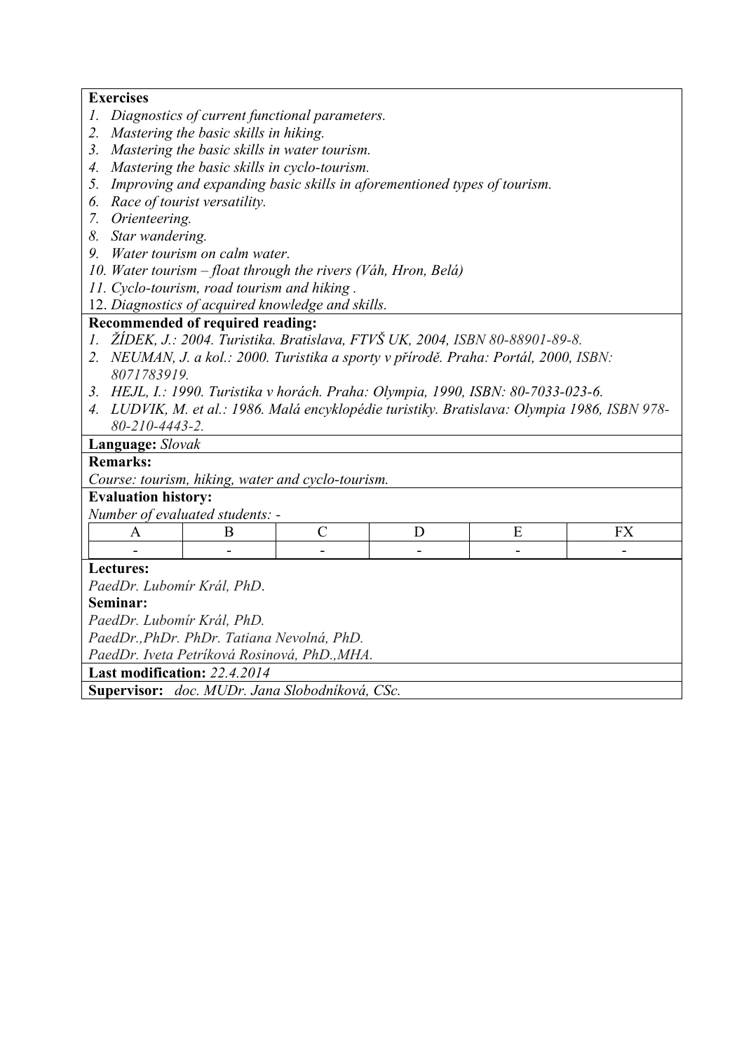**Exercises**

1. *Diagnostics of current functional parameters.*
2. *Mastering the basic skills in hiking.*
3. *Mastering the basic skills in water tourism.*
4. *Mastering the basic skills in cyclo-tourism.*
5. *Improving and expanding basic skills in aforementioned types of tourism.*
6. *Race of tourist versatility.*
7. *Orienteering.*
8. *Star wandering.*
9. *Water tourism on calm water.*
10. *Water tourism – float through the rivers (Váh, Hron, Belá)*
11. *Cyclo-tourism, road tourism and hiking .*
12. *Diagnostics of acquired knowledge and skills.*

**Recommended of required reading:**

1. *ŽÍDEK, J.: 2004. Turistika. Bratislava, FTVŠ UK, 2004, ISBN 80-88901-89-8.*
2. *NEUMAN, J. a kol.: 2000. Turistika a sporty v přírodě. Praha: Portál, 2000, ISBN: 8071783919.*
3. *HEJL, I.: 1990. Turistika v horách. Praha: Olympia, 1990, ISBN: 80-7033-023-6.*
4. *LUDVIK, M. et al.: 1986. Malá encyklopédie turistiky. Bratislava: Olympia 1986, ISBN 978-80-210-4443-2.*

**Language:** *Slovak*

**Remarks:**

*Course: tourism, hiking, water and cyclo-tourism.*

**Evaluation history:**

*Number of evaluated students: -*

| A | B | C | D | E | FX |
|---|---|---|---|---|---|
| - | - | - | - | - | - |

**Lectures:**

*PaedDr. Lubomír Král, PhD.*

**Seminar:**

*PaedDr. Lubomír Král, PhD.*

*PaedDr.,PhDr. PhDr. Tatiana Nevolná, PhD.*

*PaedDr. Iveta Petríková Rosinová, PhD.,MHA.*

**Last modification:** *22.4.2014*

**Supervisor:** *doc. MUDr. Jana Slobodníková, CSc.*